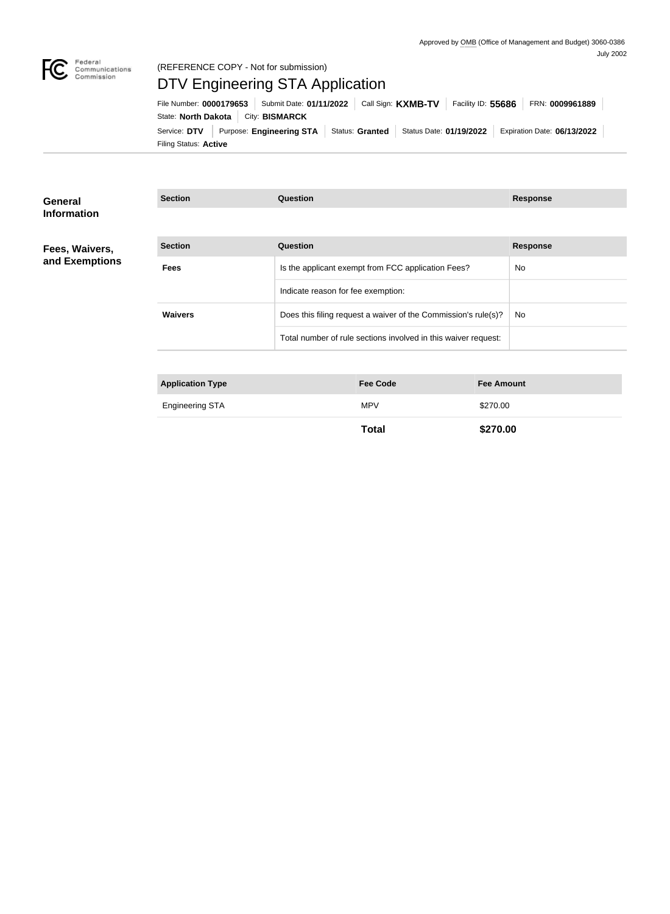Approved by OMB (Office of Management and Budget) 3060-0386
July 2002

Federal Communications Commission

(REFERENCE COPY - Not for submission)

# DTV Engineering STA Application

File Number: **0000179653** | Submit Date: **01/11/2022** | Call Sign: **KXMB-TV** | Facility ID: **55686** | FRN: **0009961889**
State: **North Dakota** | City: **BISMARCK**
Service: **DTV** | Purpose: **Engineering STA** | Status: **Granted** | Status Date: **01/19/2022** | Expiration Date: **06/13/2022**
Filing Status: **Active**

## General Information

| Section | Question | Response |
| --- | --- | --- |

## Fees, Waivers, and Exemptions

| Section | Question | Response |
| --- | --- | --- |
| **Fees** | Is the applicant exempt from FCC application Fees? | No |
| | Indicate reason for fee exemption: | |
| **Waivers** | Does this filing request a waiver of the Commission's rule(s)? | No |
| | Total number of rule sections involved in this waiver request: | |

| Application Type | Fee Code | Fee Amount |
| --- | --- | --- |
| Engineering STA | MPV | $270.00 |
| | **Total** | **$270.00** |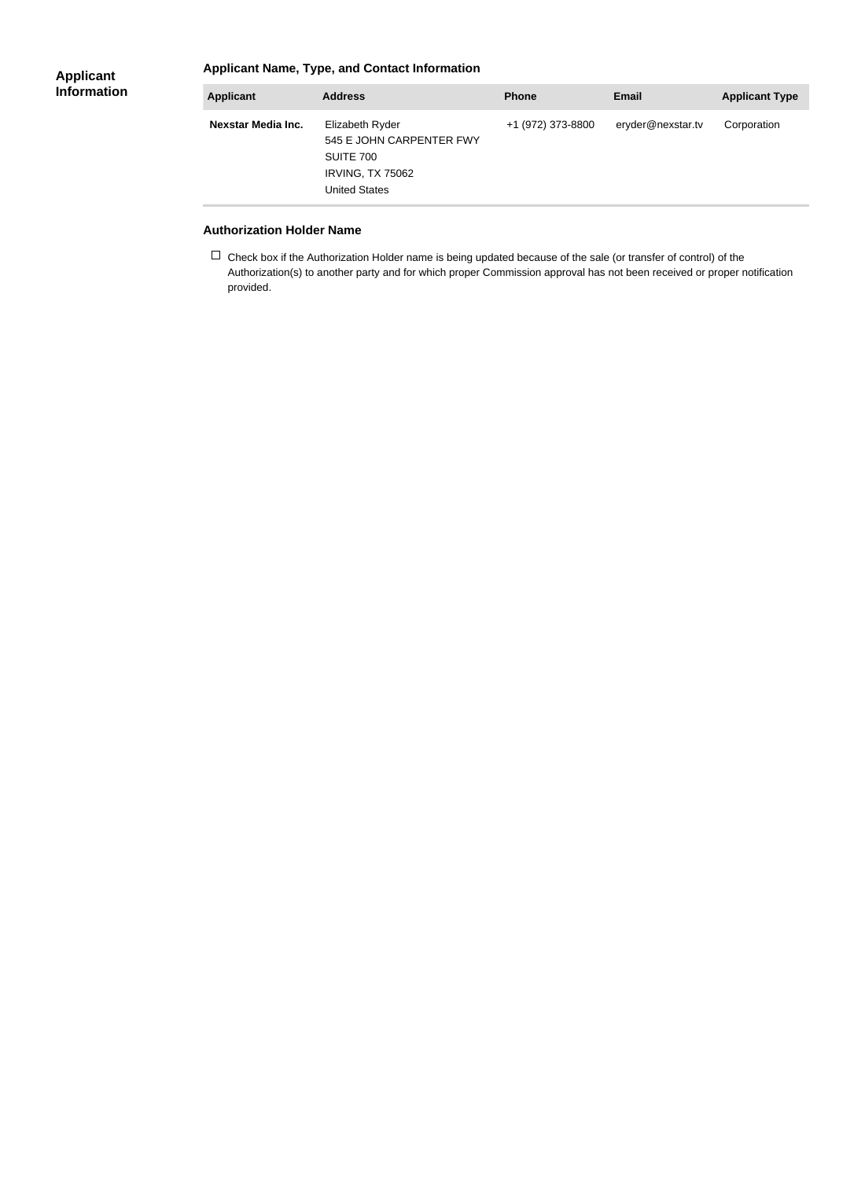## Applicant Information

### Applicant Name, Type, and Contact Information

| Applicant | Address | Phone | Email | Applicant Type |
| --- | --- | --- | --- | --- |
| **Nexstar Media Inc.** | Elizabeth Ryder<br>545 E JOHN CARPENTER FWY<br>SUITE 700<br>IRVING, TX 75062<br>United States | +1 (972) 373-8800 | eryder@nexstar.tv | Corporation |

### Authorization Holder Name

☐ Check box if the Authorization Holder name is being updated because of the sale (or transfer of control) of the Authorization(s) to another party and for which proper Commission approval has not been received or proper notification provided.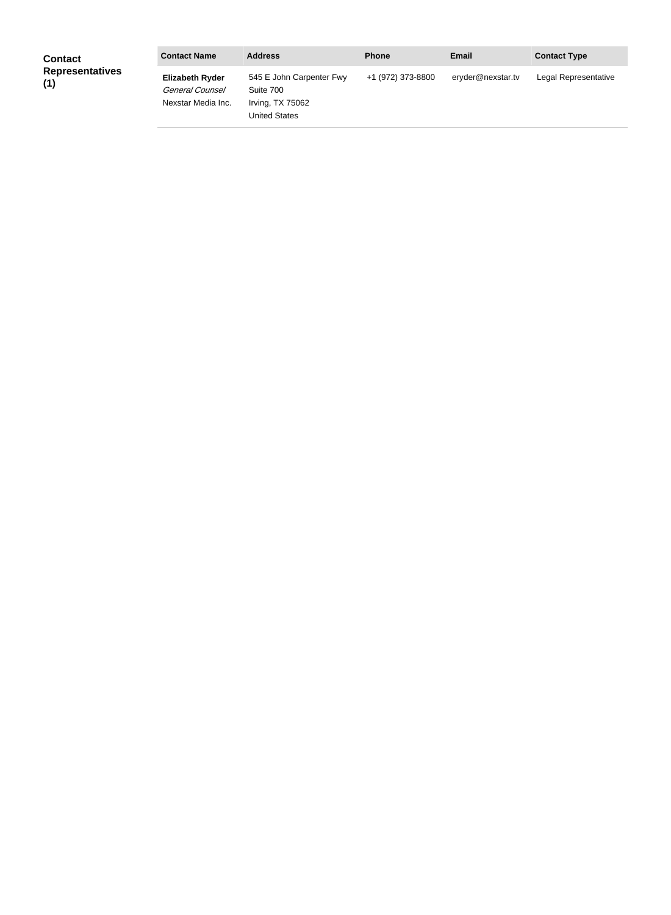**Contact Representatives (1)**

| Contact Name | Address | Phone | Email | Contact Type |
| --- | --- | --- | --- | --- |
| **Elizabeth Ryder** *General Counsel* Nexstar Media Inc. | 545 E John Carpenter Fwy Suite 700 Irving, TX 75062 United States | +1 (972) 373-8800 | eryder@nexstar.tv | Legal Representative |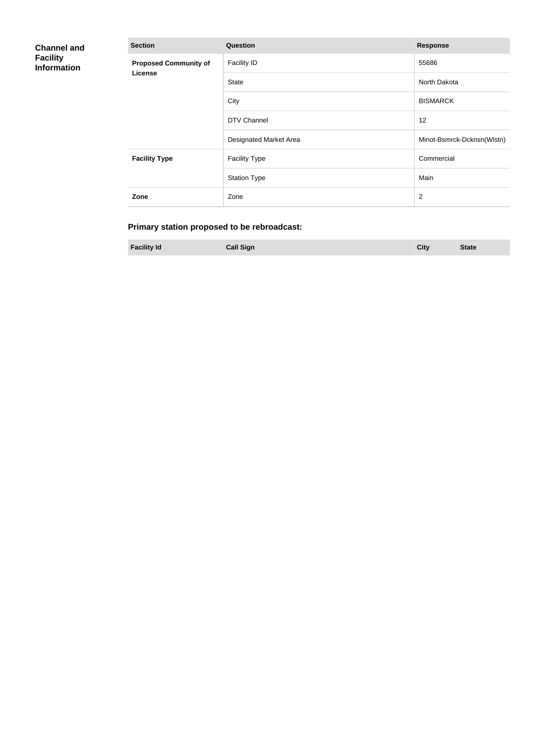## Channel and Facility Information

| Section | Question | Response |
| --- | --- | --- |
| **Proposed Community of License** | Facility ID | 55686 |
| | State | North Dakota |
| | City | BISMARCK |
| | DTV Channel | 12 |
| | Designated Market Area | Minot-Bsmrck-Dcknsn(Wlstn) |
| **Facility Type** | Facility Type | Commercial |
| | Station Type | Main |
| **Zone** | Zone | 2 |

### Primary station proposed to be rebroadcast:

| Facility Id | Call Sign | City | State |
| --- | --- | --- | --- |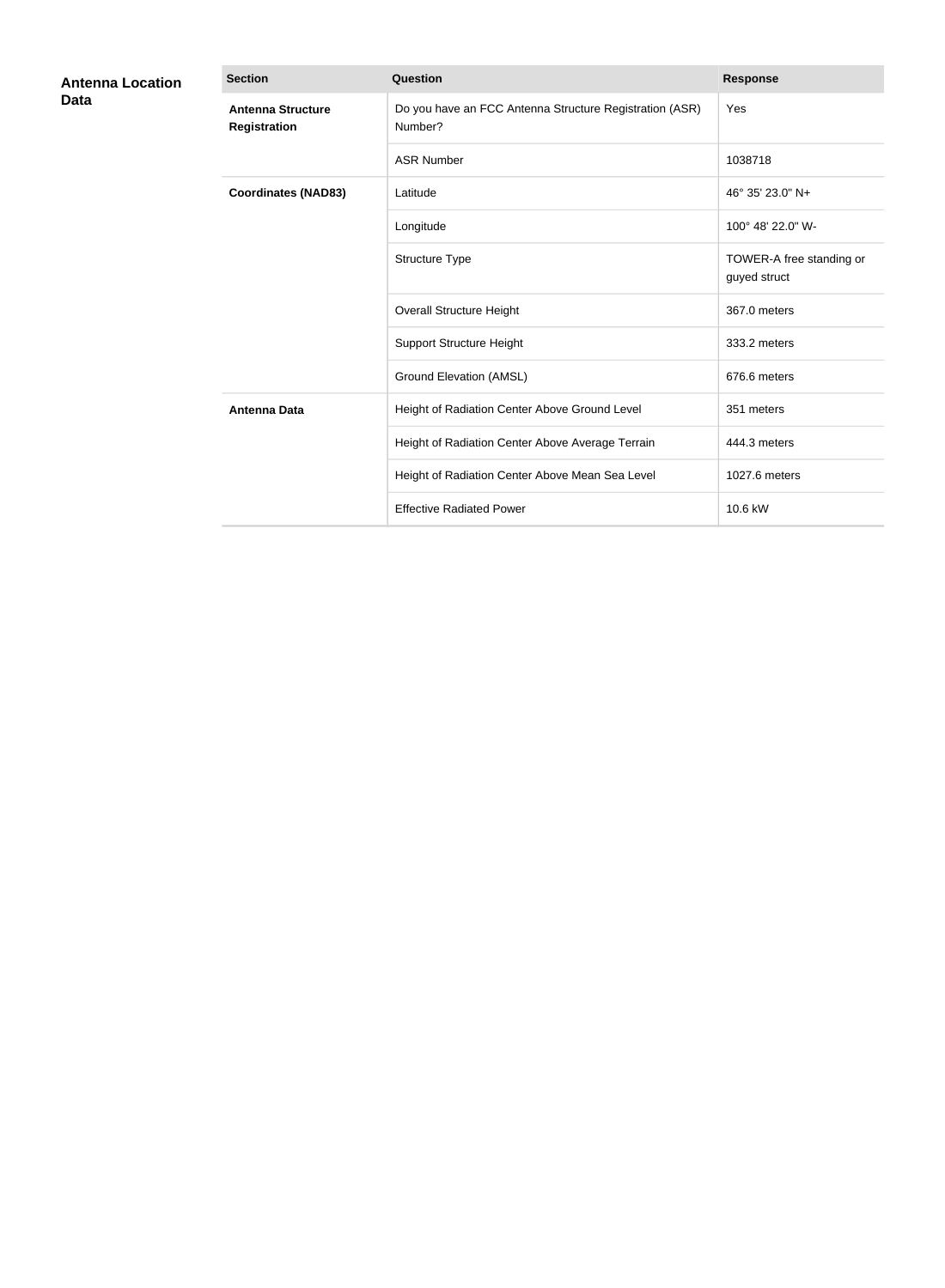## Antenna Location Data

| Section | Question | Response |
| --- | --- | --- |
| **Antenna Structure Registration** | Do you have an FCC Antenna Structure Registration (ASR) Number? | Yes |
| | ASR Number | 1038718 |
| **Coordinates (NAD83)** | Latitude | 46° 35' 23.0" N+ |
| | Longitude | 100° 48' 22.0" W- |
| | Structure Type | TOWER-A free standing or guyed struct |
| | Overall Structure Height | 367.0 meters |
| | Support Structure Height | 333.2 meters |
| | Ground Elevation (AMSL) | 676.6 meters |
| **Antenna Data** | Height of Radiation Center Above Ground Level | 351 meters |
| | Height of Radiation Center Above Average Terrain | 444.3 meters |
| | Height of Radiation Center Above Mean Sea Level | 1027.6 meters |
| | Effective Radiated Power | 10.6 kW |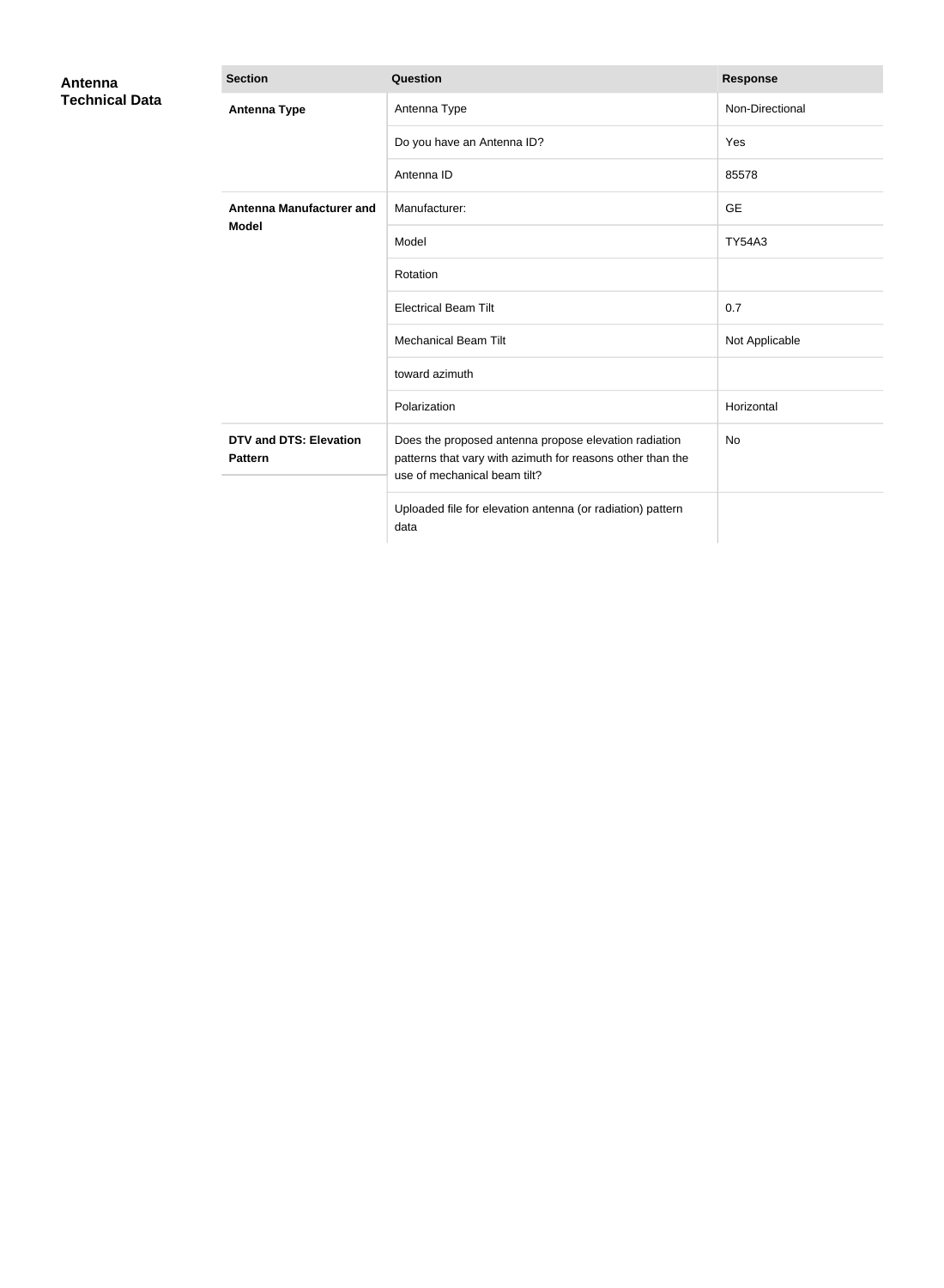## Antenna Technical Data

| Section | Question | Response |
|---|---|---|
| **Antenna Type** | Antenna Type | Non-Directional |
| | Do you have an Antenna ID? | Yes |
| | Antenna ID | 85578 |
| **Antenna Manufacturer and Model** | Manufacturer: | GE |
| | Model | TY54A3 |
| | Rotation | |
| | Electrical Beam Tilt | 0.7 |
| | Mechanical Beam Tilt | Not Applicable |
| | toward azimuth | |
| | Polarization | Horizontal |
| **DTV and DTS: Elevation Pattern** | Does the proposed antenna propose elevation radiation patterns that vary with azimuth for reasons other than the use of mechanical beam tilt? | No |
| | Uploaded file for elevation antenna (or radiation) pattern data | |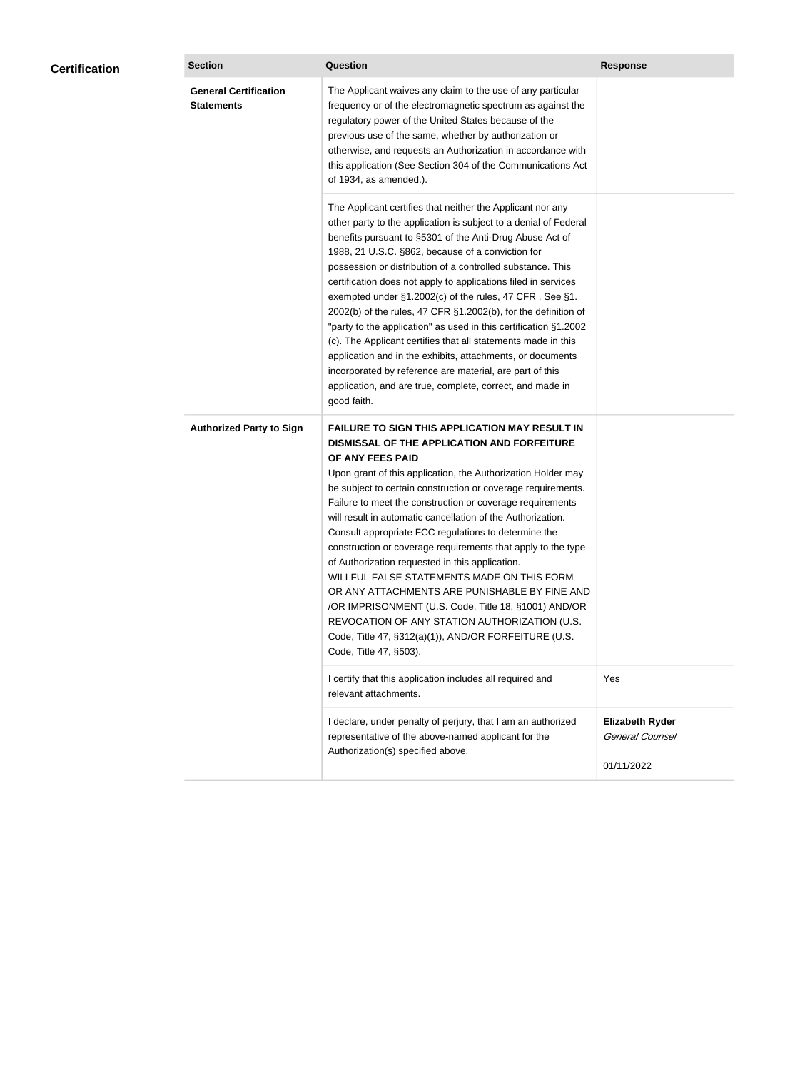## Certification

| Section | Question | Response |
|---|---|---|
| **General Certification Statements** | The Applicant waives any claim to the use of any particular frequency or of the electromagnetic spectrum as against the regulatory power of the United States because of the previous use of the same, whether by authorization or otherwise, and requests an Authorization in accordance with this application (See Section 304 of the Communications Act of 1934, as amended.). | |
| | The Applicant certifies that neither the Applicant nor any other party to the application is subject to a denial of Federal benefits pursuant to §5301 of the Anti-Drug Abuse Act of 1988, 21 U.S.C. §862, because of a conviction for possession or distribution of a controlled substance. This certification does not apply to applications filed in services exempted under §1.2002(c) of the rules, 47 CFR . See §1. 2002(b) of the rules, 47 CFR §1.2002(b), for the definition of "party to the application" as used in this certification §1.2002 (c). The Applicant certifies that all statements made in this application and in the exhibits, attachments, or documents incorporated by reference are material, are part of this application, and are true, complete, correct, and made in good faith. | |
| **Authorized Party to Sign** | **FAILURE TO SIGN THIS APPLICATION MAY RESULT IN DISMISSAL OF THE APPLICATION AND FORFEITURE OF ANY FEES PAID** Upon grant of this application, the Authorization Holder may be subject to certain construction or coverage requirements. Failure to meet the construction or coverage requirements will result in automatic cancellation of the Authorization. Consult appropriate FCC regulations to determine the construction or coverage requirements that apply to the type of Authorization requested in this application. WILLFUL FALSE STATEMENTS MADE ON THIS FORM OR ANY ATTACHMENTS ARE PUNISHABLE BY FINE AND /OR IMPRISONMENT (U.S. Code, Title 18, §1001) AND/OR REVOCATION OF ANY STATION AUTHORIZATION (U.S. Code, Title 47, §312(a)(1)), AND/OR FORFEITURE (U.S. Code, Title 47, §503). | |
| | I certify that this application includes all required and relevant attachments. | Yes |
| | I declare, under penalty of perjury, that I am an authorized representative of the above-named applicant for the Authorization(s) specified above. | **Elizabeth Ryder** *General Counsel* 01/11/2022 |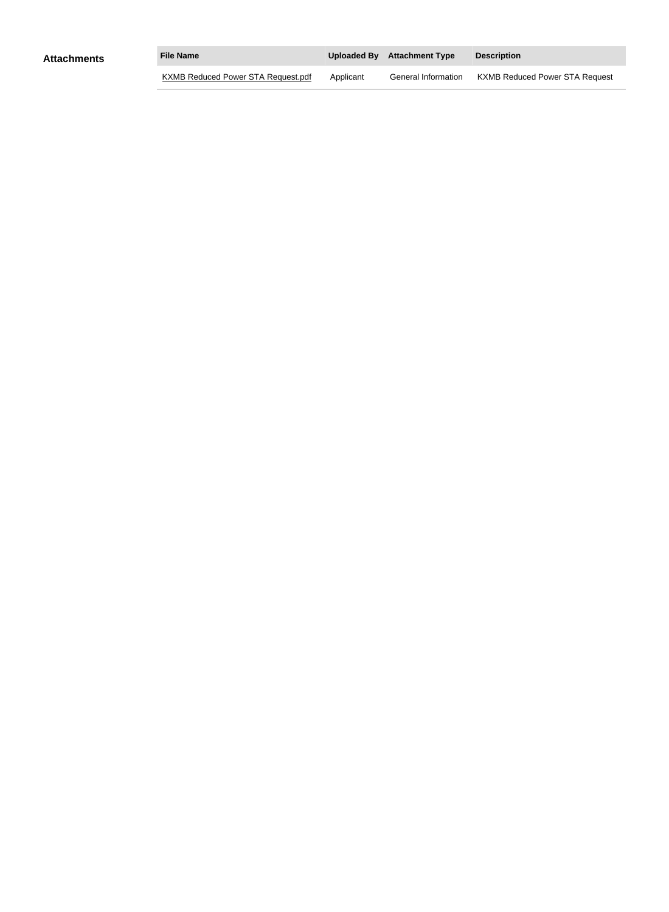**Attachments**

| File Name | Uploaded By | Attachment Type | Description |
|---|---|---|---|
| KXMB Reduced Power STA Request.pdf | Applicant | General Information | KXMB Reduced Power STA Request |